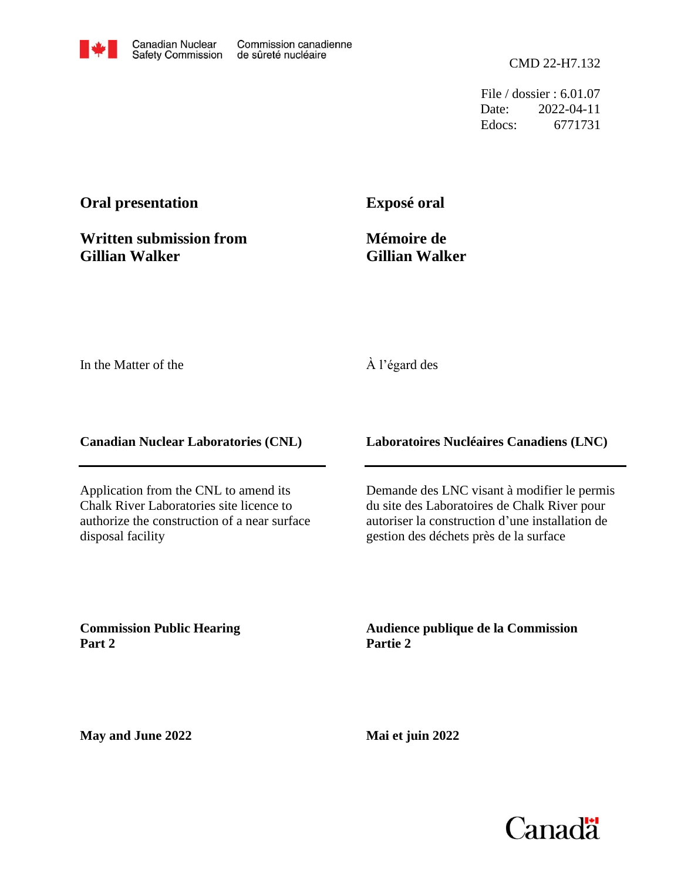Canadian Nuclear Safety Commission | Commission canadienne de sûreté nucléaire

CMD 22-H7.132

File / dossier : 6.01.07
Date: 2022-04-11
Edocs: 6771731

**Oral presentation**

**Written submission from Gillian Walker**

**Exposé oral**

**Mémoire de Gillian Walker**

In the Matter of the

À l'égard des

**Canadian Nuclear Laboratories (CNL)**

**Laboratoires Nucléaires Canadiens (LNC)**

Application from the CNL to amend its Chalk River Laboratories site licence to authorize the construction of a near surface disposal facility

Demande des LNC visant à modifier le permis du site des Laboratoires de Chalk River pour autoriser la construction d'une installation de gestion des déchets près de la surface

**Commission Public Hearing Part 2**

**Audience publique de la Commission Partie 2**

**May and June 2022**

**Mai et juin 2022**

Canada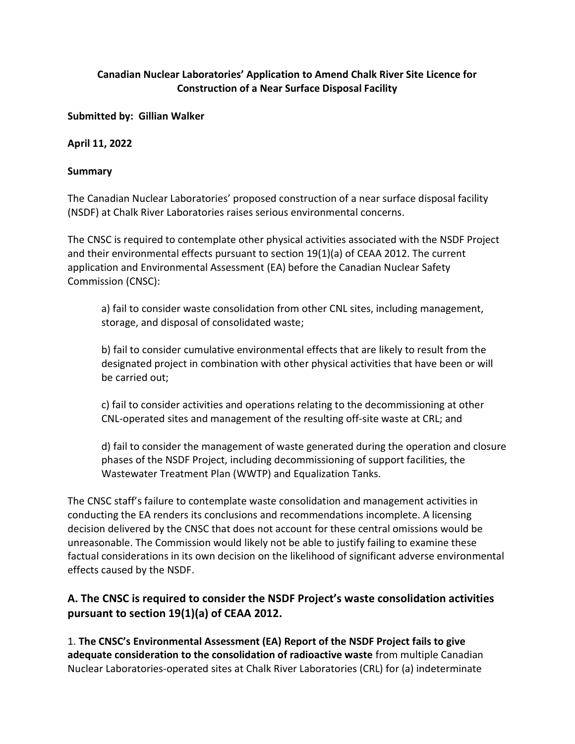**Canadian Nuclear Laboratories' Application to Amend Chalk River Site Licence for Construction of a Near Surface Disposal Facility**

**Submitted by: Gillian Walker**

**April 11, 2022**

**Summary**

The Canadian Nuclear Laboratories' proposed construction of a near surface disposal facility (NSDF) at Chalk River Laboratories raises serious environmental concerns.

The CNSC is required to contemplate other physical activities associated with the NSDF Project and their environmental effects pursuant to section 19(1)(a) of CEAA 2012. The current application and Environmental Assessment (EA) before the Canadian Nuclear Safety Commission (CNSC):

> a) fail to consider waste consolidation from other CNL sites, including management, storage, and disposal of consolidated waste;
>
> b) fail to consider cumulative environmental effects that are likely to result from the designated project in combination with other physical activities that have been or will be carried out;
>
> c) fail to consider activities and operations relating to the decommissioning at other CNL-operated sites and management of the resulting off-site waste at CRL; and
>
> d) fail to consider the management of waste generated during the operation and closure phases of the NSDF Project, including decommissioning of support facilities, the Wastewater Treatment Plan (WWTP) and Equalization Tanks.

The CNSC staff's failure to contemplate waste consolidation and management activities in conducting the EA renders its conclusions and recommendations incomplete. A licensing decision delivered by the CNSC that does not account for these central omissions would be unreasonable. The Commission would likely not be able to justify failing to examine these factual considerations in its own decision on the likelihood of significant adverse environmental effects caused by the NSDF.

## A. The CNSC is required to consider the NSDF Project's waste consolidation activities pursuant to section 19(1)(a) of CEAA 2012.

1. **The CNSC's Environmental Assessment (EA) Report of the NSDF Project fails to give adequate consideration to the consolidation of radioactive waste** from multiple Canadian Nuclear Laboratories-operated sites at Chalk River Laboratories (CRL) for (a) indeterminate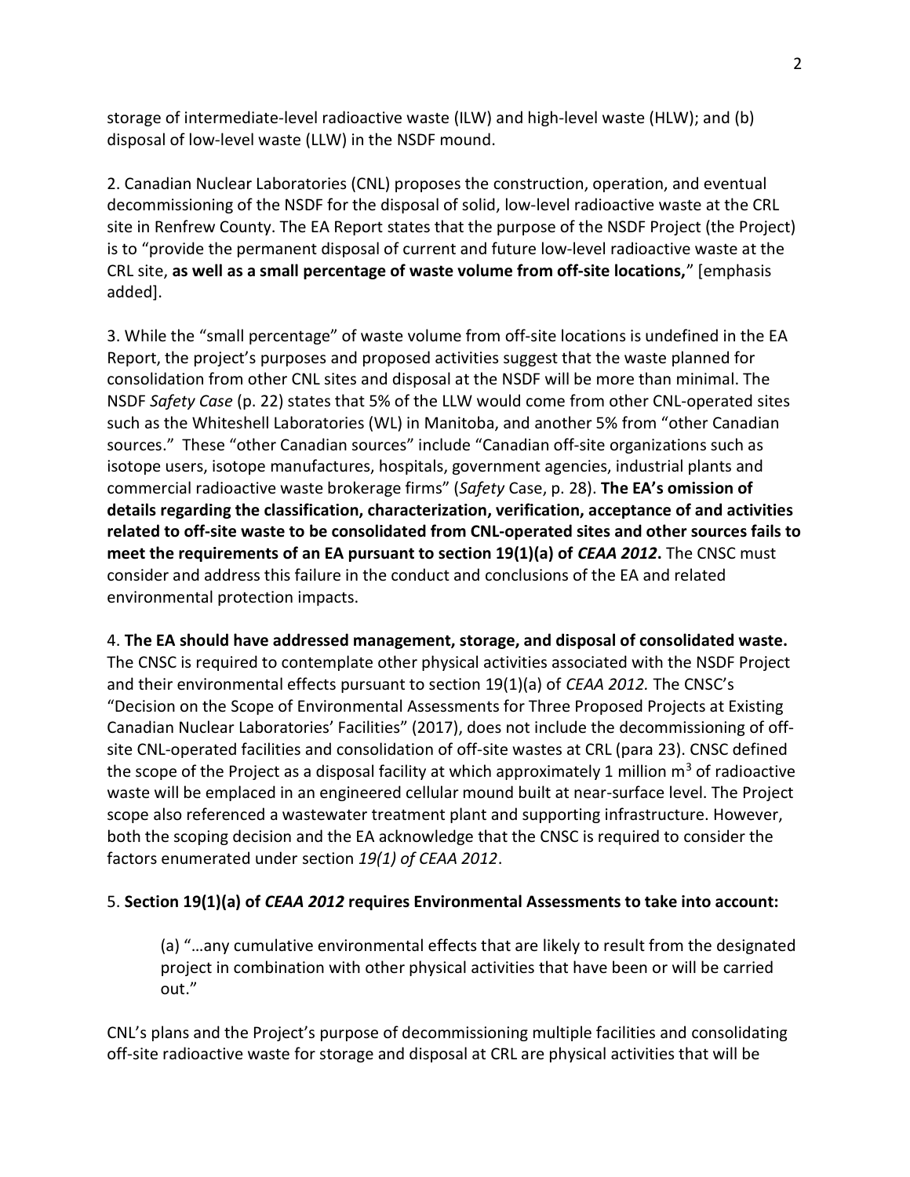storage of intermediate-level radioactive waste (ILW) and high-level waste (HLW); and (b) disposal of low-level waste (LLW) in the NSDF mound.

2. Canadian Nuclear Laboratories (CNL) proposes the construction, operation, and eventual decommissioning of the NSDF for the disposal of solid, low-level radioactive waste at the CRL site in Renfrew County. The EA Report states that the purpose of the NSDF Project (the Project) is to "provide the permanent disposal of current and future low-level radioactive waste at the CRL site, **as well as a small percentage of waste volume from off-site locations,**" [emphasis added].

3. While the "small percentage" of waste volume from off-site locations is undefined in the EA Report, the project's purposes and proposed activities suggest that the waste planned for consolidation from other CNL sites and disposal at the NSDF will be more than minimal. The NSDF *Safety Case* (p. 22) states that 5% of the LLW would come from other CNL-operated sites such as the Whiteshell Laboratories (WL) in Manitoba, and another 5% from "other Canadian sources." These "other Canadian sources" include "Canadian off-site organizations such as isotope users, isotope manufactures, hospitals, government agencies, industrial plants and commercial radioactive waste brokerage firms" (*Safety* Case, p. 28). **The EA's omission of details regarding the classification, characterization, verification, acceptance of and activities related to off-site waste to be consolidated from CNL-operated sites and other sources fails to meet the requirements of an EA pursuant to section 19(1)(a) of *CEAA 2012*.** The CNSC must consider and address this failure in the conduct and conclusions of the EA and related environmental protection impacts.

4. **The EA should have addressed management, storage, and disposal of consolidated waste.** The CNSC is required to contemplate other physical activities associated with the NSDF Project and their environmental effects pursuant to section 19(1)(a) of *CEAA 2012.* The CNSC's "Decision on the Scope of Environmental Assessments for Three Proposed Projects at Existing Canadian Nuclear Laboratories' Facilities" (2017), does not include the decommissioning of off-site CNL-operated facilities and consolidation of off-site wastes at CRL (para 23). CNSC defined the scope of the Project as a disposal facility at which approximately 1 million $m^3$ of radioactive waste will be emplaced in an engineered cellular mound built at near-surface level. The Project scope also referenced a wastewater treatment plant and supporting infrastructure. However, both the scoping decision and the EA acknowledge that the CNSC is required to consider the factors enumerated under section *19(1) of CEAA 2012*.

5. **Section 19(1)(a) of *CEAA 2012* requires Environmental Assessments to take into account:**

> (a) "…any cumulative environmental effects that are likely to result from the designated project in combination with other physical activities that have been or will be carried out."

CNL's plans and the Project's purpose of decommissioning multiple facilities and consolidating off-site radioactive waste for storage and disposal at CRL are physical activities that will be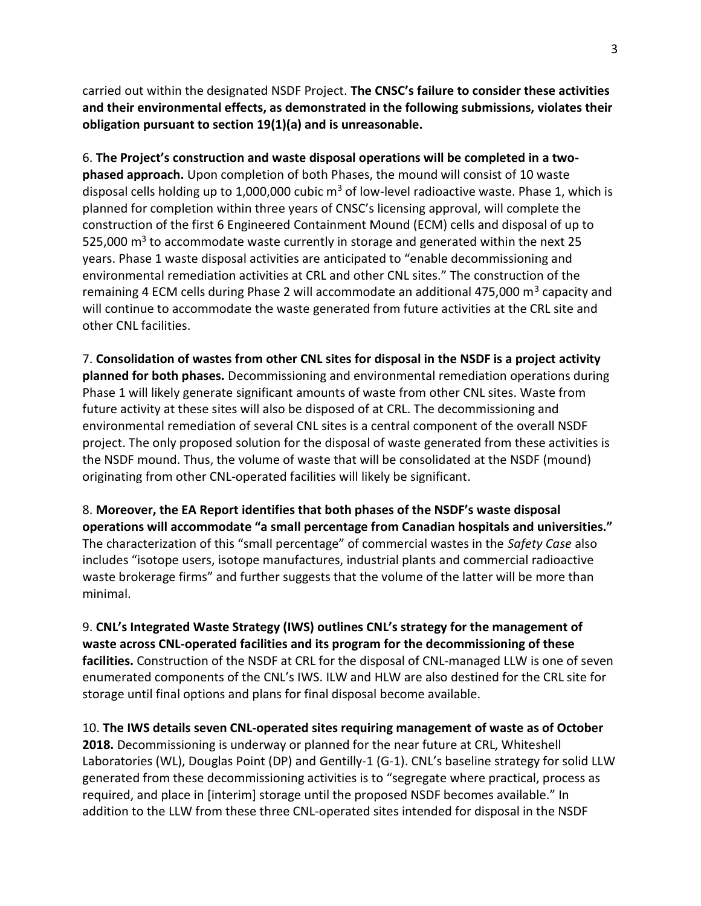carried out within the designated NSDF Project. **The CNSC's failure to consider these activities and their environmental effects, as demonstrated in the following submissions, violates their obligation pursuant to section 19(1)(a) and is unreasonable.**

6. **The Project's construction and waste disposal operations will be completed in a two-phased approach.** Upon completion of both Phases, the mound will consist of 10 waste disposal cells holding up to 1,000,000 cubic $m^3$ of low-level radioactive waste. Phase 1, which is planned for completion within three years of CNSC's licensing approval, will complete the construction of the first 6 Engineered Containment Mound (ECM) cells and disposal of up to 525,000 $m^3$ to accommodate waste currently in storage and generated within the next 25 years. Phase 1 waste disposal activities are anticipated to "enable decommissioning and environmental remediation activities at CRL and other CNL sites." The construction of the remaining 4 ECM cells during Phase 2 will accommodate an additional 475,000 $m^3$ capacity and will continue to accommodate the waste generated from future activities at the CRL site and other CNL facilities.

7. **Consolidation of wastes from other CNL sites for disposal in the NSDF is a project activity planned for both phases.** Decommissioning and environmental remediation operations during Phase 1 will likely generate significant amounts of waste from other CNL sites. Waste from future activity at these sites will also be disposed of at CRL. The decommissioning and environmental remediation of several CNL sites is a central component of the overall NSDF project. The only proposed solution for the disposal of waste generated from these activities is the NSDF mound. Thus, the volume of waste that will be consolidated at the NSDF (mound) originating from other CNL-operated facilities will likely be significant.

8. **Moreover, the EA Report identifies that both phases of the NSDF's waste disposal operations will accommodate "a small percentage from Canadian hospitals and universities."** The characterization of this "small percentage" of commercial wastes in the *Safety Case* also includes "isotope users, isotope manufactures, industrial plants and commercial radioactive waste brokerage firms" and further suggests that the volume of the latter will be more than minimal.

9. **CNL's Integrated Waste Strategy (IWS) outlines CNL's strategy for the management of waste across CNL-operated facilities and its program for the decommissioning of these facilities.** Construction of the NSDF at CRL for the disposal of CNL-managed LLW is one of seven enumerated components of the CNL's IWS. ILW and HLW are also destined for the CRL site for storage until final options and plans for final disposal become available.

10. **The IWS details seven CNL-operated sites requiring management of waste as of October 2018.** Decommissioning is underway or planned for the near future at CRL, Whiteshell Laboratories (WL), Douglas Point (DP) and Gentilly-1 (G-1). CNL's baseline strategy for solid LLW generated from these decommissioning activities is to "segregate where practical, process as required, and place in [interim] storage until the proposed NSDF becomes available." In addition to the LLW from these three CNL-operated sites intended for disposal in the NSDF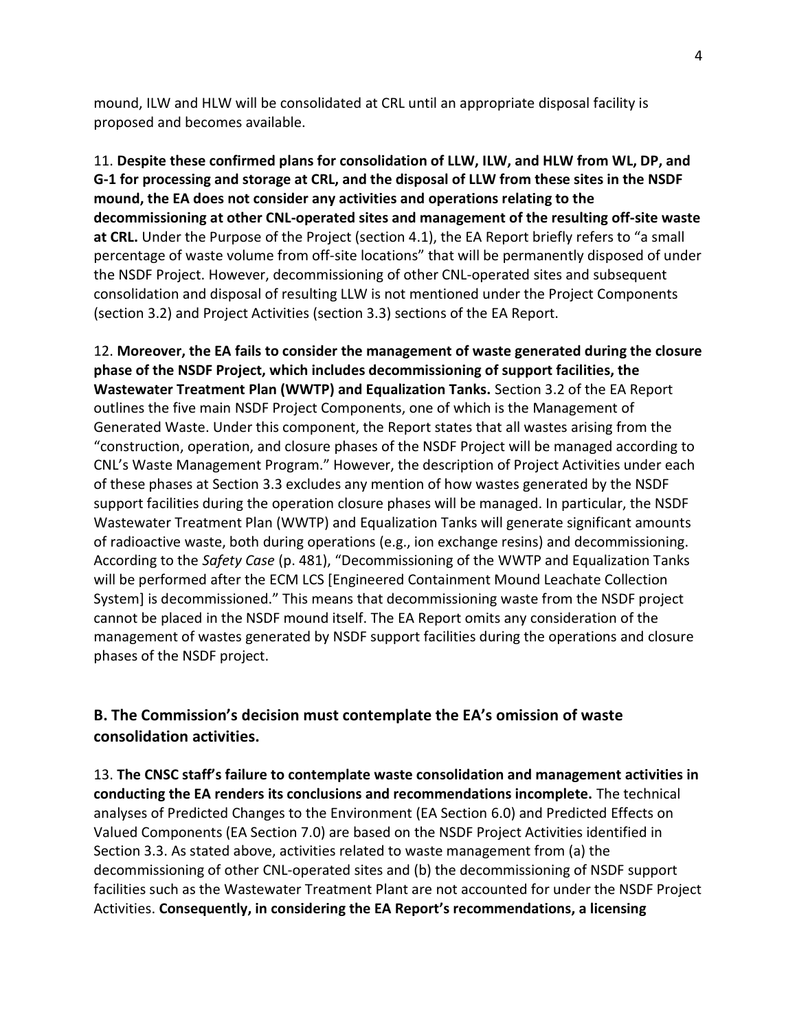mound, ILW and HLW will be consolidated at CRL until an appropriate disposal facility is proposed and becomes available.

11. **Despite these confirmed plans for consolidation of LLW, ILW, and HLW from WL, DP, and G-1 for processing and storage at CRL, and the disposal of LLW from these sites in the NSDF mound, the EA does not consider any activities and operations relating to the decommissioning at other CNL-operated sites and management of the resulting off-site waste at CRL.** Under the Purpose of the Project (section 4.1), the EA Report briefly refers to "a small percentage of waste volume from off-site locations" that will be permanently disposed of under the NSDF Project. However, decommissioning of other CNL-operated sites and subsequent consolidation and disposal of resulting LLW is not mentioned under the Project Components (section 3.2) and Project Activities (section 3.3) sections of the EA Report.

12. **Moreover, the EA fails to consider the management of waste generated during the closure phase of the NSDF Project, which includes decommissioning of support facilities, the Wastewater Treatment Plan (WWTP) and Equalization Tanks.** Section 3.2 of the EA Report outlines the five main NSDF Project Components, one of which is the Management of Generated Waste. Under this component, the Report states that all wastes arising from the "construction, operation, and closure phases of the NSDF Project will be managed according to CNL's Waste Management Program." However, the description of Project Activities under each of these phases at Section 3.3 excludes any mention of how wastes generated by the NSDF support facilities during the operation closure phases will be managed. In particular, the NSDF Wastewater Treatment Plan (WWTP) and Equalization Tanks will generate significant amounts of radioactive waste, both during operations (e.g., ion exchange resins) and decommissioning. According to the *Safety Case* (p. 481), "Decommissioning of the WWTP and Equalization Tanks will be performed after the ECM LCS [Engineered Containment Mound Leachate Collection System] is decommissioned." This means that decommissioning waste from the NSDF project cannot be placed in the NSDF mound itself. The EA Report omits any consideration of the management of wastes generated by NSDF support facilities during the operations and closure phases of the NSDF project.

## B. The Commission's decision must contemplate the EA's omission of waste consolidation activities.

13. **The CNSC staff's failure to contemplate waste consolidation and management activities in conducting the EA renders its conclusions and recommendations incomplete.** The technical analyses of Predicted Changes to the Environment (EA Section 6.0) and Predicted Effects on Valued Components (EA Section 7.0) are based on the NSDF Project Activities identified in Section 3.3. As stated above, activities related to waste management from (a) the decommissioning of other CNL-operated sites and (b) the decommissioning of NSDF support facilities such as the Wastewater Treatment Plant are not accounted for under the NSDF Project Activities. **Consequently, in considering the EA Report's recommendations, a licensing**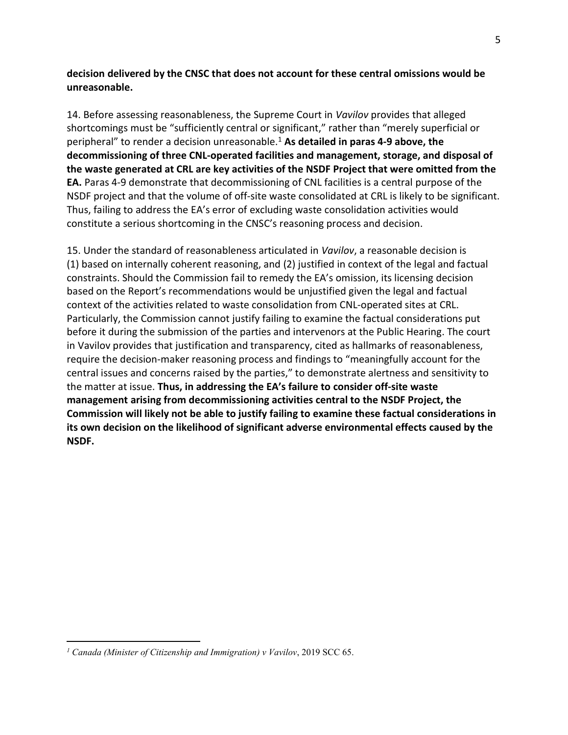**decision delivered by the CNSC that does not account for these central omissions would be unreasonable.**

14. Before assessing reasonableness, the Supreme Court in *Vavilov* provides that alleged shortcomings must be "sufficiently central or significant," rather than "merely superficial or peripheral" to render a decision unreasonable.[1] **As detailed in paras 4-9 above, the decommissioning of three CNL-operated facilities and management, storage, and disposal of the waste generated at CRL are key activities of the NSDF Project that were omitted from the EA.** Paras 4-9 demonstrate that decommissioning of CNL facilities is a central purpose of the NSDF project and that the volume of off-site waste consolidated at CRL is likely to be significant. Thus, failing to address the EA's error of excluding waste consolidation activities would constitute a serious shortcoming in the CNSC's reasoning process and decision.

15. Under the standard of reasonableness articulated in *Vavilov*, a reasonable decision is (1) based on internally coherent reasoning, and (2) justified in context of the legal and factual constraints. Should the Commission fail to remedy the EA's omission, its licensing decision based on the Report's recommendations would be unjustified given the legal and factual context of the activities related to waste consolidation from CNL-operated sites at CRL. Particularly, the Commission cannot justify failing to examine the factual considerations put before it during the submission of the parties and intervenors at the Public Hearing. The court in Vavilov provides that justification and transparency, cited as hallmarks of reasonableness, require the decision-maker reasoning process and findings to "meaningfully account for the central issues and concerns raised by the parties," to demonstrate alertness and sensitivity to the matter at issue. **Thus, in addressing the EA's failure to consider off-site waste management arising from decommissioning activities central to the NSDF Project, the Commission will likely not be able to justify failing to examine these factual considerations in its own decision on the likelihood of significant adverse environmental effects caused by the NSDF.**

---

[1] *Canada (Minister of Citizenship and Immigration) v Vavilov*, 2019 SCC 65.